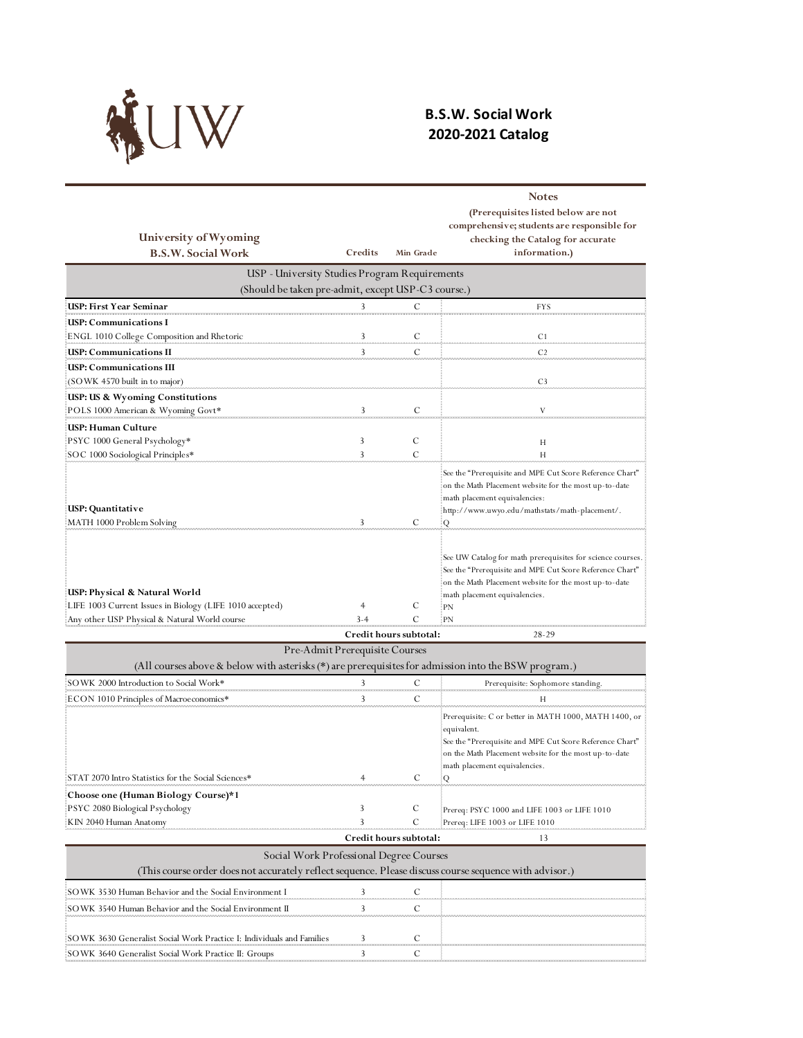# B.S.W. Social Work
## 2020-2021 Catalog

| University of Wyoming B.S.W. Social Work | Credits | Min Grade | Notes (Prerequisites listed below are not comprehensive; students are responsible for checking the Catalog for accurate information.) |
|---|---|---|---|
| **USP - University Studies Program Requirements (Should be taken pre-admit, except USP-C3 course.)** | | | |
| **USP: First Year Seminar** | 3 | C | FYS |
| **USP: Communications I** | | | |
| ENGL 1010 College Composition and Rhetoric | 3 | C | C1 |
| **USP: Communications II** | 3 | C | C2 |
| **USP: Communications III** | | | |
| (SOWK 4570 built in to major) | | | C3 |
| **USP: US & Wyoming Constitutions** | | | |
| POLS 1000 American & Wyoming Govt* | 3 | C | V |
| **USP: Human Culture** | | | |
| PSYC 1000 General Psychology* | 3 | C | H |
| SOC 1000 Sociological Principles* | 3 | C | H |
| **USP: Quantitative** | | | See the "Prerequisite and MPE Cut Score Reference Chart" on the Math Placement website for the most up-to-date math placement equivalencies: http://www.uwyo.edu/mathstats/math-placement/. |
| MATH 1000 Problem Solving | 3 | C | Q |
| **USP: Physical & Natural World** | | | See UW Catalog for math prerequisites for science courses. See the "Prerequisite and MPE Cut Score Reference Chart" on the Math Placement website for the most up-to-date math placement equivalencies. |
| LIFE 1003 Current Issues in Biology (LIFE 1010 accepted) | 4 | C | PN |
| Any other USP Physical & Natural World course | 3-4 | C | PN |
| | **Credit hours subtotal:** | | 28-29 |
| **Pre-Admit Prerequisite Courses (All courses above & below with asterisks (*) are prerequisites for admission into the BSW program.)** | | | |
| SOWK 2000 Introduction to Social Work* | 3 | C | Prerequisite: Sophomore standing. |
| ECON 1010 Principles of Macroeconomics* | 3 | C | H |
| STAT 2070 Intro Statistics for the Social Sciences* | 4 | C | Prerequisite: C or better in MATH 1000, MATH 1400, or equivalent. See the "Prerequisite and MPE Cut Score Reference Chart" on the Math Placement website for the most up-to-date math placement equivalencies. Q |
| **Choose one (Human Biology Course)*1** | | | |
| PSYC 2080 Biological Psychology | 3 | C | Prereq: PSYC 1000 and LIFE 1003 or LIFE 1010 |
| KIN 2040 Human Anatomy | 3 | C | Prereq: LIFE 1003 or LIFE 1010 |
| | **Credit hours subtotal:** | | 13 |
| **Social Work Professional Degree Courses (This course order does not accurately reflect sequence. Please discuss course sequence with advisor.)** | | | |
| SOWK 3530 Human Behavior and the Social Environment I | 3 | C | |
| SOWK 3540 Human Behavior and the Social Environment II | 3 | C | |
| SOWK 3630 Generalist Social Work Practice I: Individuals and Families | 3 | C | |
| SOWK 3640 Generalist Social Work Practice II: Groups | 3 | C | |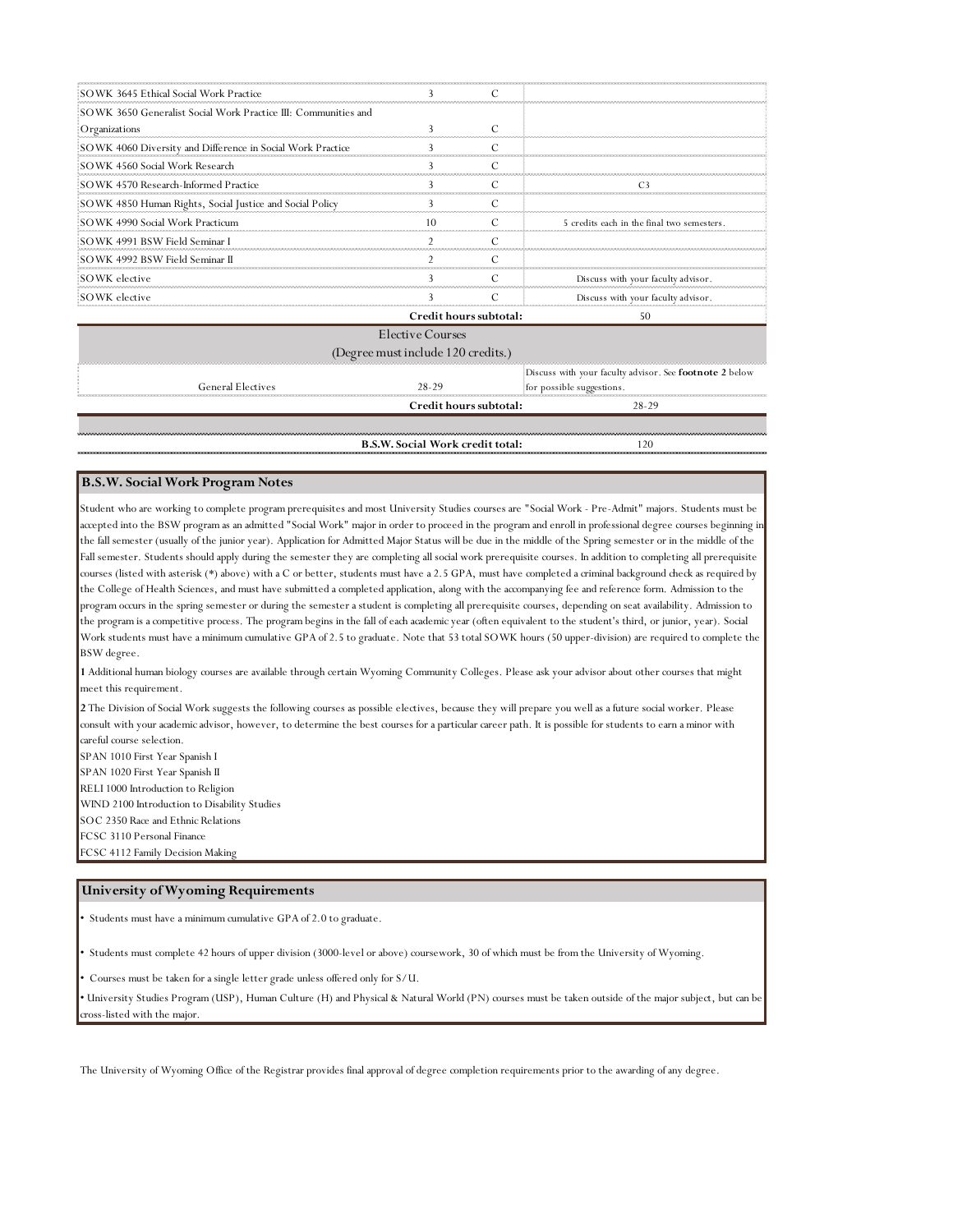| | | | |
|---|---|---|---|
| SOWK 3645 Ethical Social Work Practice | 3 | C | |
| SOWK 3650 Generalist Social Work Practice III: Communities and Organizations | 3 | C | |
| SOWK 4060 Diversity and Difference in Social Work Practice | 3 | C | |
| SOWK 4560 Social Work Research | 3 | C | |
| SOWK 4570 Research-Informed Practice | 3 | C | C3 |
| SOWK 4850 Human Rights, Social Justice and Social Policy | 3 | C | |
| SOWK 4990 Social Work Practicum | 10 | C | 5 credits each in the final two semesters. |
| SOWK 4991 BSW Field Seminar I | 2 | C | |
| SOWK 4992 BSW Field Seminar II | 2 | C | |
| SOWK elective | 3 | C | Discuss with your faculty advisor. |
| SOWK elective | 3 | C | Discuss with your faculty advisor. |
| | **Credit hours subtotal:** | | 50 |
| | Elective Courses (Degree must include 120 credits.) | | |
| General Electives | 28-29 | | Discuss with your faculty advisor. See **footnote 2** below for possible suggestions. |
| | **Credit hours subtotal:** | | 28-29 |
| | **B.S.W. Social Work credit total:** | | 120 |

## B.S.W. Social Work Program Notes

Student who are working to complete program prerequisites and most University Studies courses are "Social Work - Pre-Admit" majors. Students must be accepted into the BSW program as an admitted "Social Work" major in order to proceed in the program and enroll in professional degree courses beginning in the fall semester (usually of the junior year). Application for Admitted Major Status will be due in the middle of the Spring semester or in the middle of the Fall semester. Students should apply during the semester they are completing all social work prerequisite courses. In addition to completing all prerequisite courses (listed with asterisk (*) above) with a C or better, students must have a 2.5 GPA, must have completed a criminal background check as required by the College of Health Sciences, and must have submitted a completed application, along with the accompanying fee and reference form. Admission to the program occurs in the spring semester or during the semester a student is completing all prerequisite courses, depending on seat availability. Admission to the program is a competitive process. The program begins in the fall of each academic year (often equivalent to the student's third, or junior, year). Social Work students must have a minimum cumulative GPA of 2.5 to graduate. Note that 53 total SOWK hours (50 upper-division) are required to complete the BSW degree.

**1** Additional human biology courses are available through certain Wyoming Community Colleges. Please ask your advisor about other courses that might meet this requirement.

**2** The Division of Social Work suggests the following courses as possible electives, because they will prepare you well as a future social worker. Please consult with your academic advisor, however, to determine the best courses for a particular career path. It is possible for students to earn a minor with careful course selection.

SPAN 1010 First Year Spanish I
SPAN 1020 First Year Spanish II
RELI 1000 Introduction to Religion
WIND 2100 Introduction to Disability Studies
SOC 2350 Race and Ethnic Relations
FCSC 3110 Personal Finance
FCSC 4112 Family Decision Making

## University of Wyoming Requirements

- Students must have a minimum cumulative GPA of 2.0 to graduate.
- Students must complete 42 hours of upper division (3000-level or above) coursework, 30 of which must be from the University of Wyoming.
- Courses must be taken for a single letter grade unless offered only for S/U.
- University Studies Program (USP), Human Culture (H) and Physical & Natural World (PN) courses must be taken outside of the major subject, but can be cross-listed with the major.

The University of Wyoming Office of the Registrar provides final approval of degree completion requirements prior to the awarding of any degree.